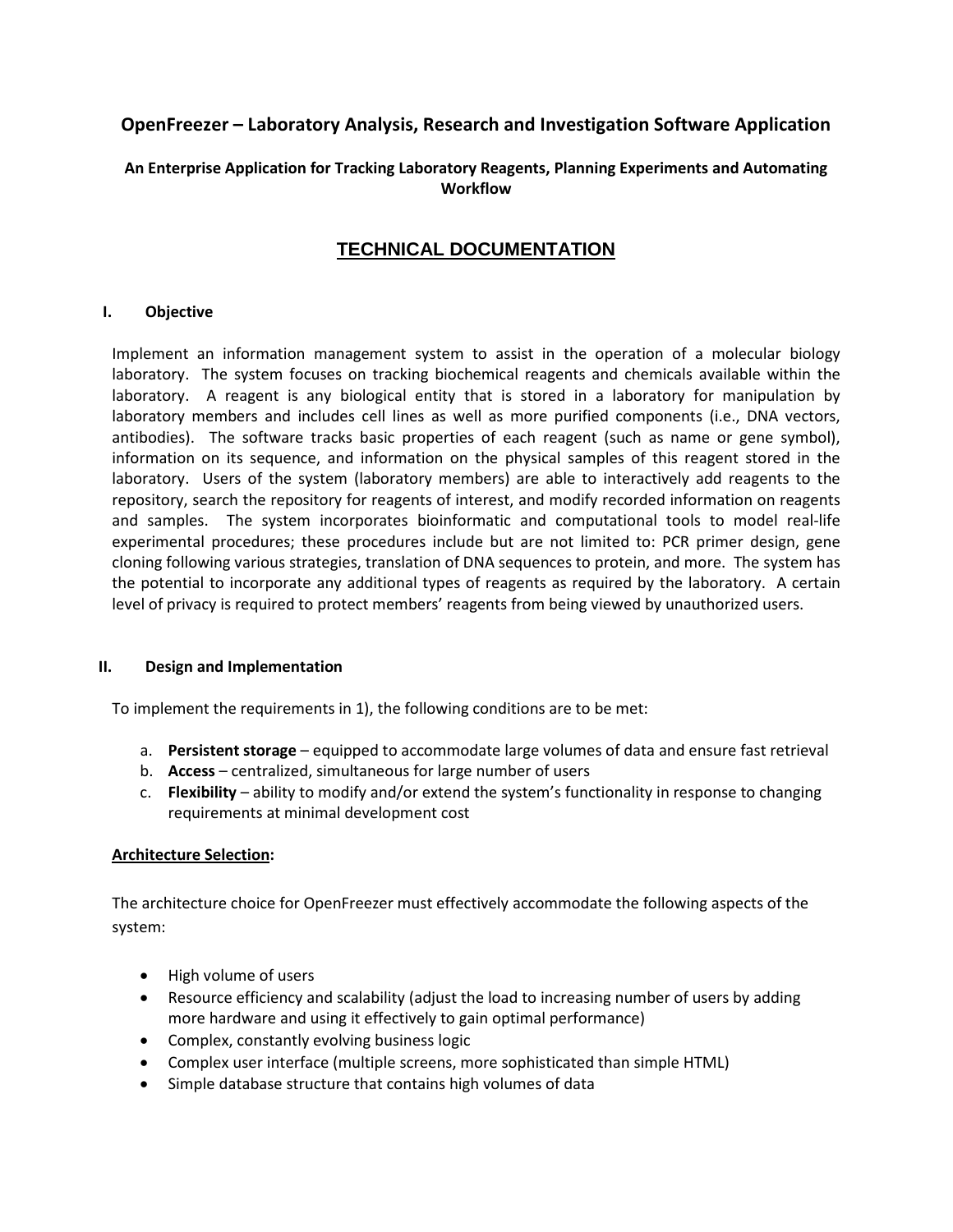# OpenFreezer – Laboratory Analysis, Research and Investigation Software Application

### An Enterprise Application for Tracking Laboratory Reagents, Planning Experiments and Automating Workflow

## TECHNICAL DOCUMENTATION

### I. Objective

Implement an information management system to assist in the operation of a molecular biology laboratory. The system focuses on tracking biochemical reagents and chemicals available within the laboratory. A reagent is any biological entity that is stored in a laboratory for manipulation by laboratory members and includes cell lines as well as more purified components (i.e., DNA vectors, antibodies). The software tracks basic properties of each reagent (such as name or gene symbol), information on its sequence, and information on the physical samples of this reagent stored in the laboratory. Users of the system (laboratory members) are able to interactively add reagents to the repository, search the repository for reagents of interest, and modify recorded information on reagents and samples. The system incorporates bioinformatic and computational tools to model real-life experimental procedures; these procedures include but are not limited to: PCR primer design, gene cloning following various strategies, translation of DNA sequences to protein, and more. The system has the potential to incorporate any additional types of reagents as required by the laboratory. A certain level of privacy is required to protect members' reagents from being viewed by unauthorized users.

### II. Design and Implementation

To implement the requirements in 1), the following conditions are to be met:

a. **Persistent storage** – equipped to accommodate large volumes of data and ensure fast retrieval
b. **Access** – centralized, simultaneous for large number of users
c. **Flexibility** – ability to modify and/or extend the system's functionality in response to changing requirements at minimal development cost

**Architecture Selection:**

The architecture choice for OpenFreezer must effectively accommodate the following aspects of the system:

- High volume of users
- Resource efficiency and scalability (adjust the load to increasing number of users by adding more hardware and using it effectively to gain optimal performance)
- Complex, constantly evolving business logic
- Complex user interface (multiple screens, more sophisticated than simple HTML)
- Simple database structure that contains high volumes of data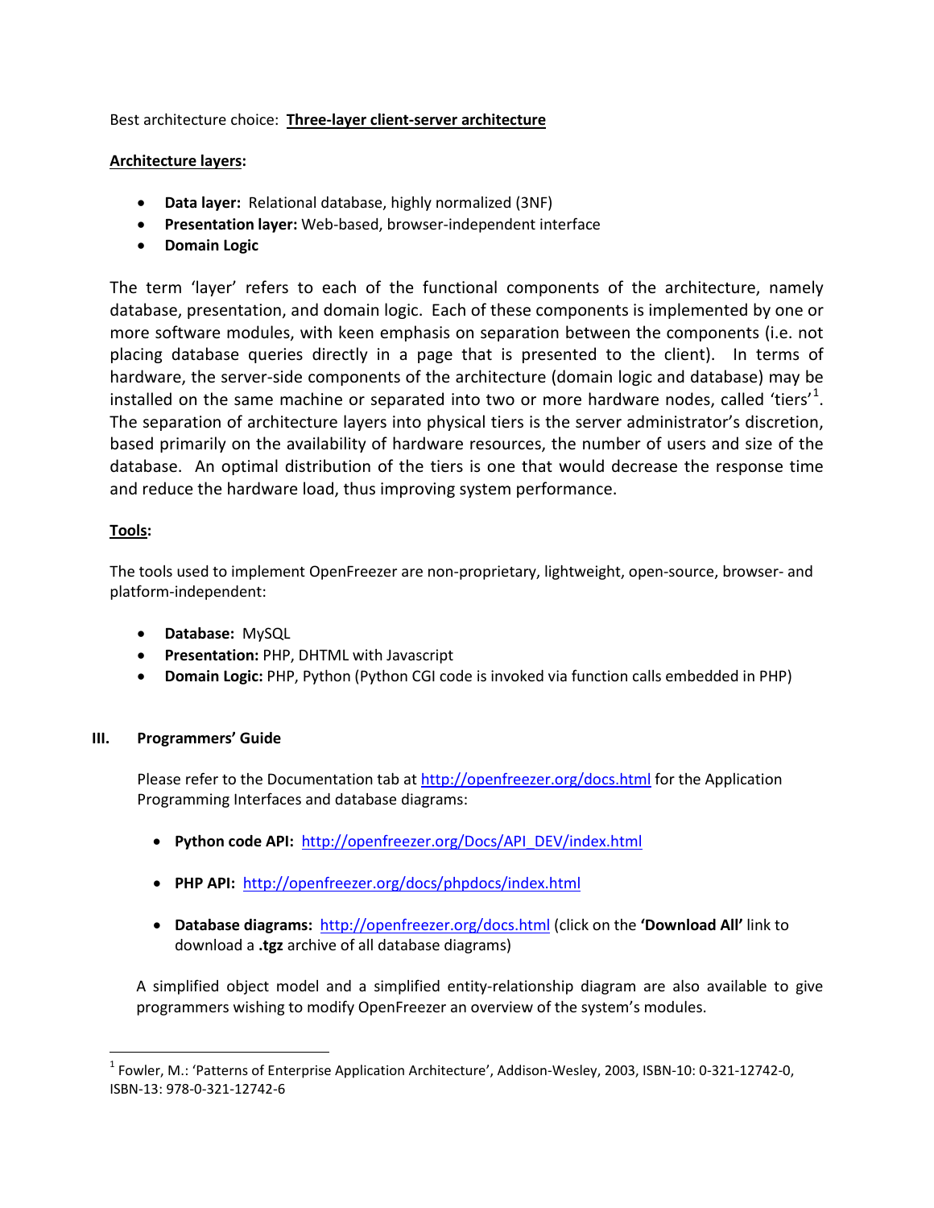Best architecture choice: **Three-layer client-server architecture**

**Architecture layers:**

- **Data layer:** Relational database, highly normalized (3NF)
- **Presentation layer:** Web-based, browser-independent interface
- **Domain Logic**

The term 'layer' refers to each of the functional components of the architecture, namely database, presentation, and domain logic. Each of these components is implemented by one or more software modules, with keen emphasis on separation between the components (i.e. not placing database queries directly in a page that is presented to the client). In terms of hardware, the server-side components of the architecture (domain logic and database) may be installed on the same machine or separated into two or more hardware nodes, called 'tiers'[1]. The separation of architecture layers into physical tiers is the server administrator's discretion, based primarily on the availability of hardware resources, the number of users and size of the database. An optimal distribution of the tiers is one that would decrease the response time and reduce the hardware load, thus improving system performance.

**Tools:**

The tools used to implement OpenFreezer are non-proprietary, lightweight, open-source, browser- and platform-independent:

- **Database:** MySQL
- **Presentation:** PHP, DHTML with Javascript
- **Domain Logic:** PHP, Python (Python CGI code is invoked via function calls embedded in PHP)

## III. Programmers' Guide

Please refer to the Documentation tab at http://openfreezer.org/docs.html for the Application Programming Interfaces and database diagrams:

- **Python code API:** http://openfreezer.org/Docs/API_DEV/index.html
- **PHP API:** http://openfreezer.org/docs/phpdocs/index.html
- **Database diagrams:** http://openfreezer.org/docs.html (click on the **'Download All'** link to download a **.tgz** archive of all database diagrams)

A simplified object model and a simplified entity-relationship diagram are also available to give programmers wishing to modify OpenFreezer an overview of the system's modules.

[1] Fowler, M.: 'Patterns of Enterprise Application Architecture', Addison-Wesley, 2003, ISBN-10: 0-321-12742-0, ISBN-13: 978-0-321-12742-6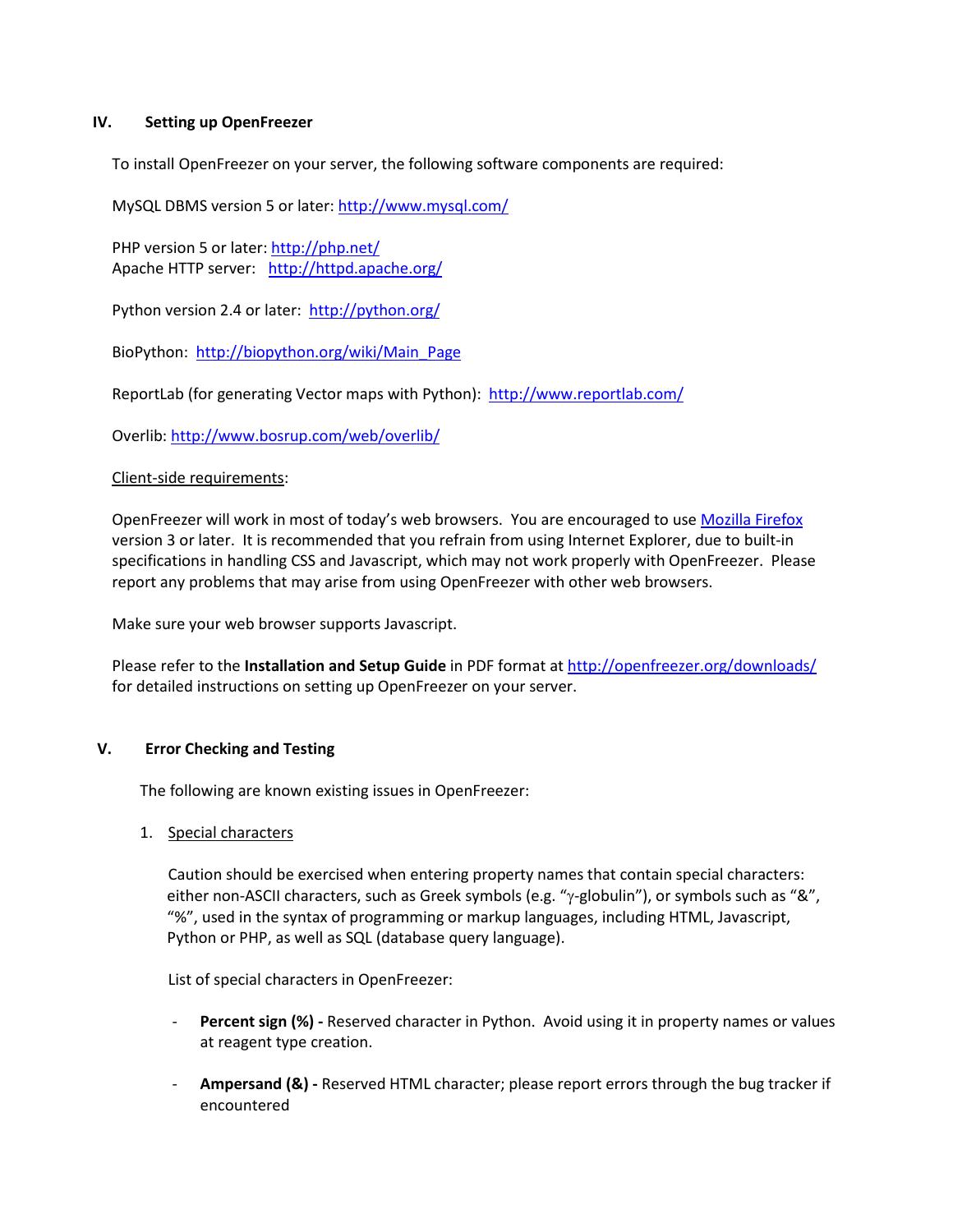## IV. Setting up OpenFreezer

To install OpenFreezer on your server, the following software components are required:

MySQL DBMS version 5 or later: http://www.mysql.com/

PHP version 5 or later: http://php.net/
Apache HTTP server: http://httpd.apache.org/

Python version 2.4 or later: http://python.org/

BioPython: http://biopython.org/wiki/Main_Page

ReportLab (for generating Vector maps with Python): http://www.reportlab.com/

Overlib: http://www.bosrup.com/web/overlib/

Client-side requirements:

OpenFreezer will work in most of today's web browsers. You are encouraged to use Mozilla Firefox version 3 or later. It is recommended that you refrain from using Internet Explorer, due to built-in specifications in handling CSS and Javascript, which may not work properly with OpenFreezer. Please report any problems that may arise from using OpenFreezer with other web browsers.

Make sure your web browser supports Javascript.

Please refer to the **Installation and Setup Guide** in PDF format at http://openfreezer.org/downloads/ for detailed instructions on setting up OpenFreezer on your server.

## V. Error Checking and Testing

The following are known existing issues in OpenFreezer:

1. Special characters

   Caution should be exercised when entering property names that contain special characters: either non-ASCII characters, such as Greek symbols (e.g. "γ-globulin"), or symbols such as "&", "%", used in the syntax of programming or markup languages, including HTML, Javascript, Python or PHP, as well as SQL (database query language).

   List of special characters in OpenFreezer:

   - **Percent sign (%) -** Reserved character in Python. Avoid using it in property names or values at reagent type creation.

   - **Ampersand (&) -** Reserved HTML character; please report errors through the bug tracker if encountered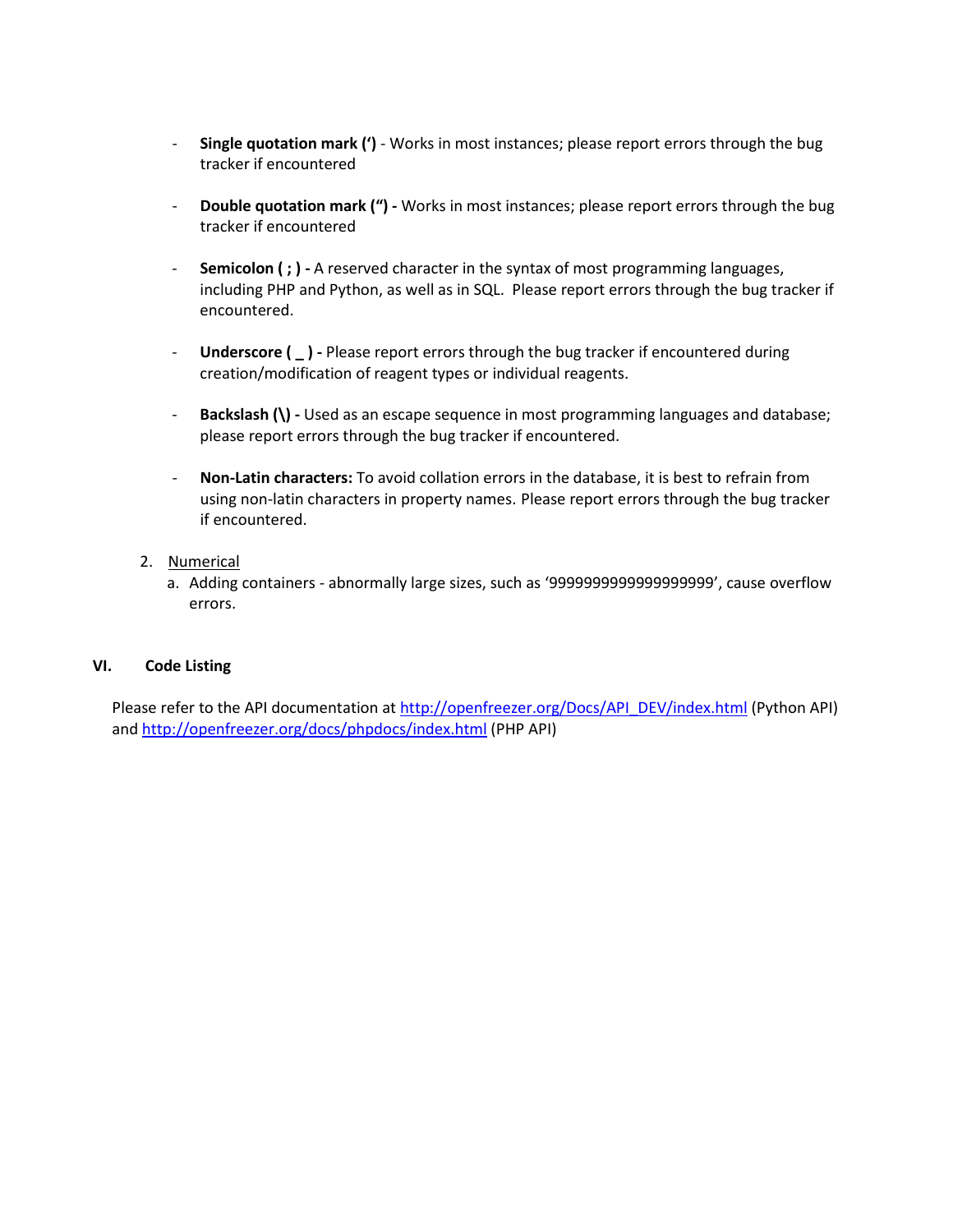- **Single quotation mark (')** - Works in most instances; please report errors through the bug tracker if encountered

- **Double quotation mark (")** - Works in most instances; please report errors through the bug tracker if encountered

- **Semicolon ( ; ) -** A reserved character in the syntax of most programming languages, including PHP and Python, as well as in SQL. Please report errors through the bug tracker if encountered.

- **Underscore ( _ ) -** Please report errors through the bug tracker if encountered during creation/modification of reagent types or individual reagents.

- **Backslash (\) -** Used as an escape sequence in most programming languages and database; please report errors through the bug tracker if encountered.

- **Non-Latin characters:** To avoid collation errors in the database, it is best to refrain from using non-latin characters in property names. Please report errors through the bug tracker if encountered.

2. <u>Numerical</u>
   a. Adding containers - abnormally large sizes, such as '9999999999999999999', cause overflow errors.

## VI. Code Listing

Please refer to the API documentation at [http://openfreezer.org/Docs/API_DEV/index.html](http://openfreezer.org/Docs/API_DEV/index.html) (Python API) and [http://openfreezer.org/docs/phpdocs/index.html](http://openfreezer.org/docs/phpdocs/index.html) (PHP API)